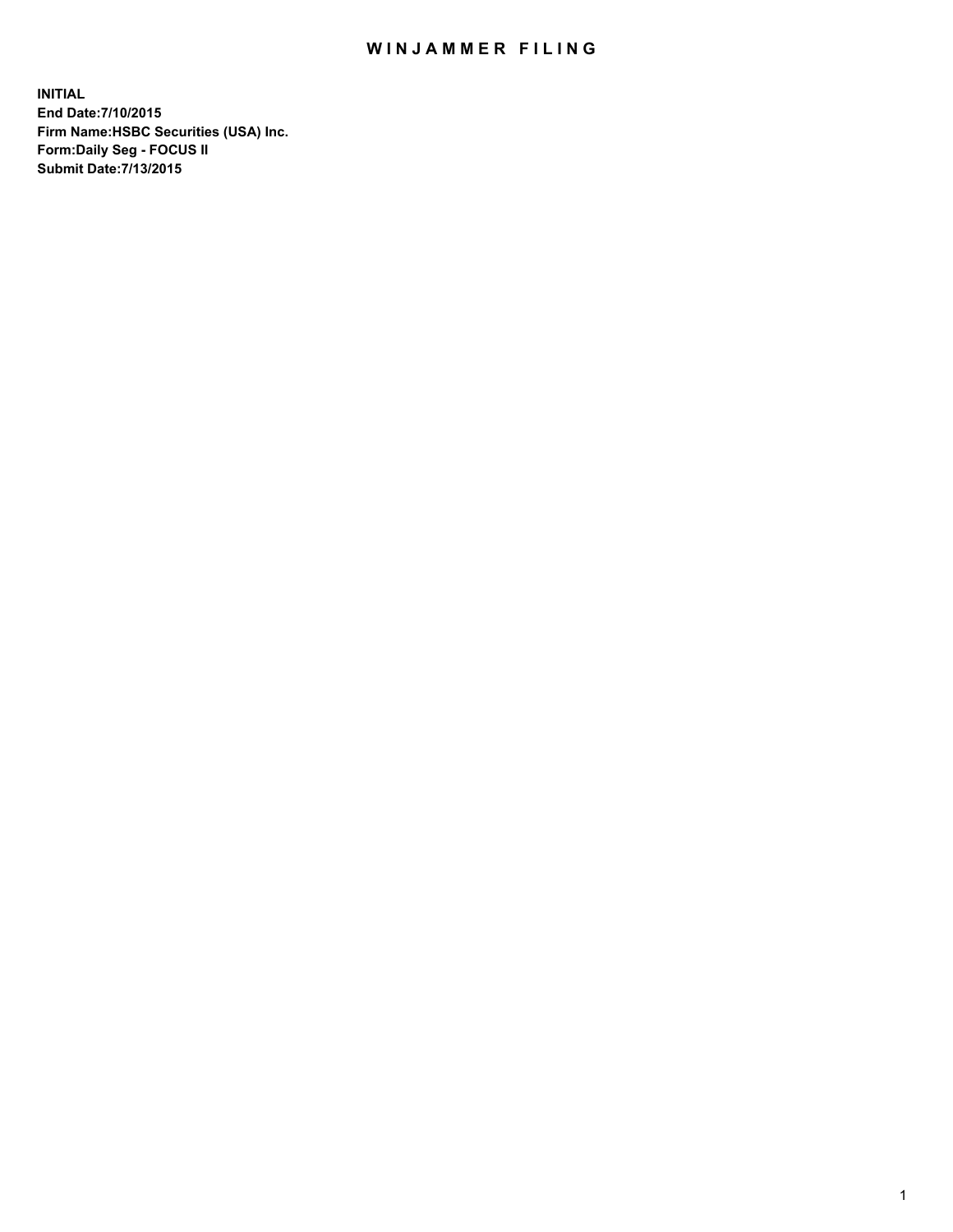# WINJAMMER FILING

**INITIAL**
**End Date:7/10/2015**
**Firm Name:HSBC Securities (USA) Inc.**
**Form:Daily Seg - FOCUS II**
**Submit Date:7/13/2015**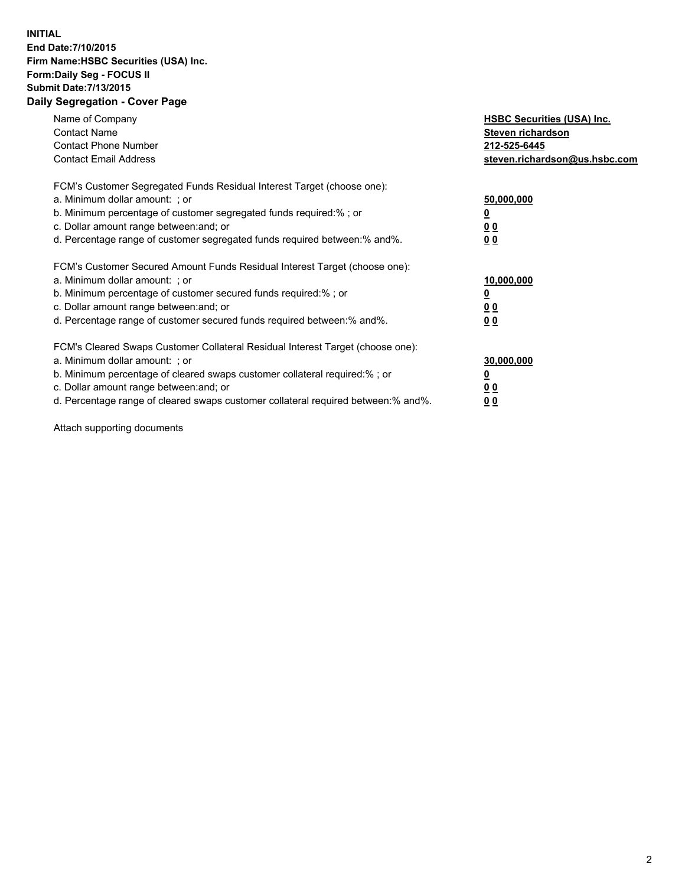**INITIAL**
**End Date:7/10/2015**
**Firm Name:HSBC Securities (USA) Inc.**
**Form:Daily Seg - FOCUS II**
**Submit Date:7/13/2015**

## Daily Segregation - Cover Page

| | |
|---|---|
| Name of Company | **HSBC Securities (USA) Inc.** |
| Contact Name | **Steven richardson** |
| Contact Phone Number | **212-525-6445** |
| Contact Email Address | **steven.richardson@us.hsbc.com** |

| | |
|---|---|
| FCM's Customer Segregated Funds Residual Interest Target (choose one): | |
| a. Minimum dollar amount: ; or | **50,000,000** |
| b. Minimum percentage of customer segregated funds required:% ; or | **0** |
| c. Dollar amount range between:and; or | **0 0** |
| d. Percentage range of customer segregated funds required between:% and%. | **0 0** |

| | |
|---|---|
| FCM's Customer Secured Amount Funds Residual Interest Target (choose one): | |
| a. Minimum dollar amount: ; or | **10,000,000** |
| b. Minimum percentage of customer secured funds required:% ; or | **0** |
| c. Dollar amount range between:and; or | **0 0** |
| d. Percentage range of customer secured funds required between:% and%. | **0 0** |

| | |
|---|---|
| FCM's Cleared Swaps Customer Collateral Residual Interest Target (choose one): | |
| a. Minimum dollar amount: ; or | **30,000,000** |
| b. Minimum percentage of cleared swaps customer collateral required:% ; or | **0** |
| c. Dollar amount range between:and; or | **0 0** |
| d. Percentage range of cleared swaps customer collateral required between:% and%. | **0 0** |

Attach supporting documents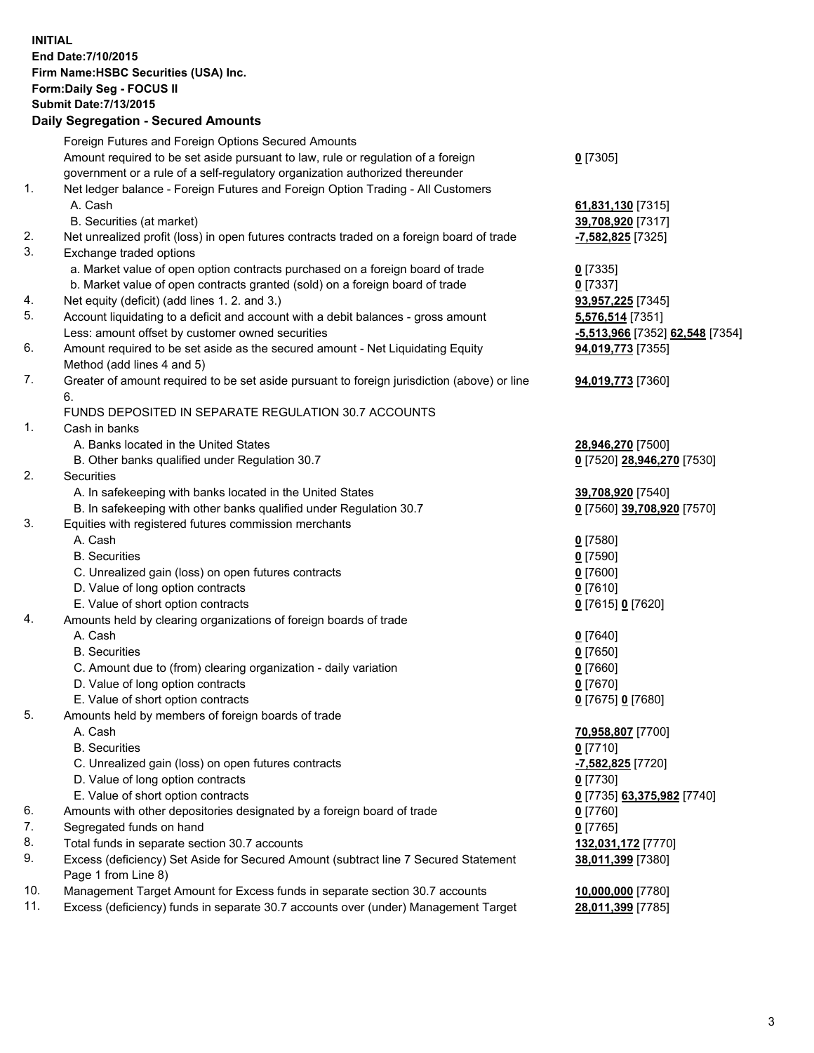**INITIAL**
**End Date:7/10/2015**
**Firm Name:HSBC Securities (USA) Inc.**
**Form:Daily Seg - FOCUS II**
**Submit Date:7/13/2015**

### Daily Segregation - Secured Amounts

| | | |
|---|---|---|
| | Foreign Futures and Foreign Options Secured Amounts | |
| | Amount required to be set aside pursuant to law, rule or regulation of a foreign government or a rule of a self-regulatory organization authorized thereunder | **0** [7305] |
| 1. | Net ledger balance - Foreign Futures and Foreign Option Trading - All Customers | |
| | A. Cash | **61,831,130** [7315] |
| | B. Securities (at market) | **39,708,920** [7317] |
| 2. | Net unrealized profit (loss) in open futures contracts traded on a foreign board of trade | **-7,582,825** [7325] |
| 3. | Exchange traded options | |
| | a. Market value of open option contracts purchased on a foreign board of trade | **0** [7335] |
| | b. Market value of open contracts granted (sold) on a foreign board of trade | **0** [7337] |
| 4. | Net equity (deficit) (add lines 1. 2. and 3.) | **93,957,225** [7345] |
| 5. | Account liquidating to a deficit and account with a debit balances - gross amount | **5,576,514** [7351] |
| | Less: amount offset by customer owned securities | **-5,513,966** [7352] **62,548** [7354] |
| 6. | Amount required to be set aside as the secured amount - Net Liquidating Equity Method (add lines 4 and 5) | **94,019,773** [7355] |
| 7. | Greater of amount required to be set aside pursuant to foreign jurisdiction (above) or line 6. | **94,019,773** [7360] |
| | FUNDS DEPOSITED IN SEPARATE REGULATION 30.7 ACCOUNTS | |
| 1. | Cash in banks | |
| | A. Banks located in the United States | **28,946,270** [7500] |
| | B. Other banks qualified under Regulation 30.7 | **0** [7520] **28,946,270** [7530] |
| 2. | Securities | |
| | A. In safekeeping with banks located in the United States | **39,708,920** [7540] |
| | B. In safekeeping with other banks qualified under Regulation 30.7 | **0** [7560] **39,708,920** [7570] |
| 3. | Equities with registered futures commission merchants | |
| | A. Cash | **0** [7580] |
| | B. Securities | **0** [7590] |
| | C. Unrealized gain (loss) on open futures contracts | **0** [7600] |
| | D. Value of long option contracts | **0** [7610] |
| | E. Value of short option contracts | **0** [7615] **0** [7620] |
| 4. | Amounts held by clearing organizations of foreign boards of trade | |
| | A. Cash | **0** [7640] |
| | B. Securities | **0** [7650] |
| | C. Amount due to (from) clearing organization - daily variation | **0** [7660] |
| | D. Value of long option contracts | **0** [7670] |
| | E. Value of short option contracts | **0** [7675] **0** [7680] |
| 5. | Amounts held by members of foreign boards of trade | |
| | A. Cash | **70,958,807** [7700] |
| | B. Securities | **0** [7710] |
| | C. Unrealized gain (loss) on open futures contracts | **-7,582,825** [7720] |
| | D. Value of long option contracts | **0** [7730] |
| | E. Value of short option contracts | **0** [7735] **63,375,982** [7740] |
| 6. | Amounts with other depositories designated by a foreign board of trade | **0** [7760] |
| 7. | Segregated funds on hand | **0** [7765] |
| 8. | Total funds in separate section 30.7 accounts | **132,031,172** [7770] |
| 9. | Excess (deficiency) Set Aside for Secured Amount (subtract line 7 Secured Statement Page 1 from Line 8) | **38,011,399** [7380] |
| 10. | Management Target Amount for Excess funds in separate section 30.7 accounts | **10,000,000** [7780] |
| 11. | Excess (deficiency) funds in separate 30.7 accounts over (under) Management Target | **28,011,399** [7785] |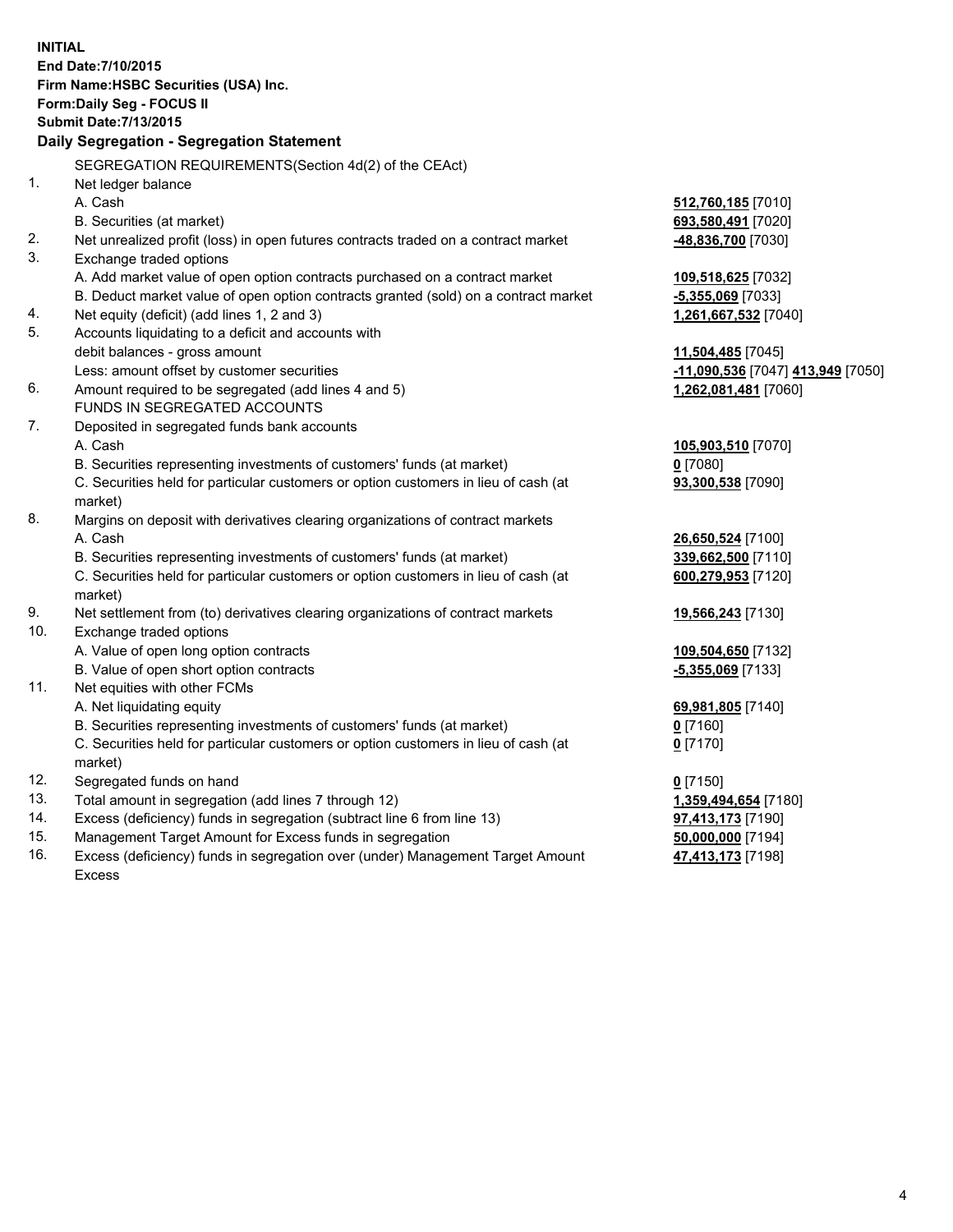**INITIAL**
**End Date:7/10/2015**
**Firm Name:HSBC Securities (USA) Inc.**
**Form:Daily Seg - FOCUS II**
**Submit Date:7/13/2015**

**Daily Segregation - Segregation Statement**

| | | |
|---|---|---|
| | SEGREGATION REQUIREMENTS(Section 4d(2) of the CEAct) | |
| 1. | Net ledger balance | |
| | A. Cash | 512,760,185 [7010] |
| | B. Securities (at market) | 693,580,491 [7020] |
| 2. | Net unrealized profit (loss) in open futures contracts traded on a contract market | -48,836,700 [7030] |
| 3. | Exchange traded options | |
| | A. Add market value of open option contracts purchased on a contract market | 109,518,625 [7032] |
| | B. Deduct market value of open option contracts granted (sold) on a contract market | -5,355,069 [7033] |
| 4. | Net equity (deficit) (add lines 1, 2 and 3) | 1,261,667,532 [7040] |
| 5. | Accounts liquidating to a deficit and accounts with debit balances - gross amount | 11,504,485 [7045] |
| | Less: amount offset by customer securities | -11,090,536 [7047] 413,949 [7050] |
| 6. | Amount required to be segregated (add lines 4 and 5) | 1,262,081,481 [7060] |
| | FUNDS IN SEGREGATED ACCOUNTS | |
| 7. | Deposited in segregated funds bank accounts | |
| | A. Cash | 105,903,510 [7070] |
| | B. Securities representing investments of customers' funds (at market) | 0 [7080] |
| | C. Securities held for particular customers or option customers in lieu of cash (at market) | 93,300,538 [7090] |
| 8. | Margins on deposit with derivatives clearing organizations of contract markets | |
| | A. Cash | 26,650,524 [7100] |
| | B. Securities representing investments of customers' funds (at market) | 339,662,500 [7110] |
| | C. Securities held for particular customers or option customers in lieu of cash (at market) | 600,279,953 [7120] |
| 9. | Net settlement from (to) derivatives clearing organizations of contract markets | 19,566,243 [7130] |
| 10. | Exchange traded options | |
| | A. Value of open long option contracts | 109,504,650 [7132] |
| | B. Value of open short option contracts | -5,355,069 [7133] |
| 11. | Net equities with other FCMs | |
| | A. Net liquidating equity | 69,981,805 [7140] |
| | B. Securities representing investments of customers' funds (at market) | 0 [7160] |
| | C. Securities held for particular customers or option customers in lieu of cash (at market) | 0 [7170] |
| 12. | Segregated funds on hand | 0 [7150] |
| 13. | Total amount in segregation (add lines 7 through 12) | 1,359,494,654 [7180] |
| 14. | Excess (deficiency) funds in segregation (subtract line 6 from line 13) | 97,413,173 [7190] |
| 15. | Management Target Amount for Excess funds in segregation | 50,000,000 [7194] |
| 16. | Excess (deficiency) funds in segregation over (under) Management Target Amount Excess | 47,413,173 [7198] |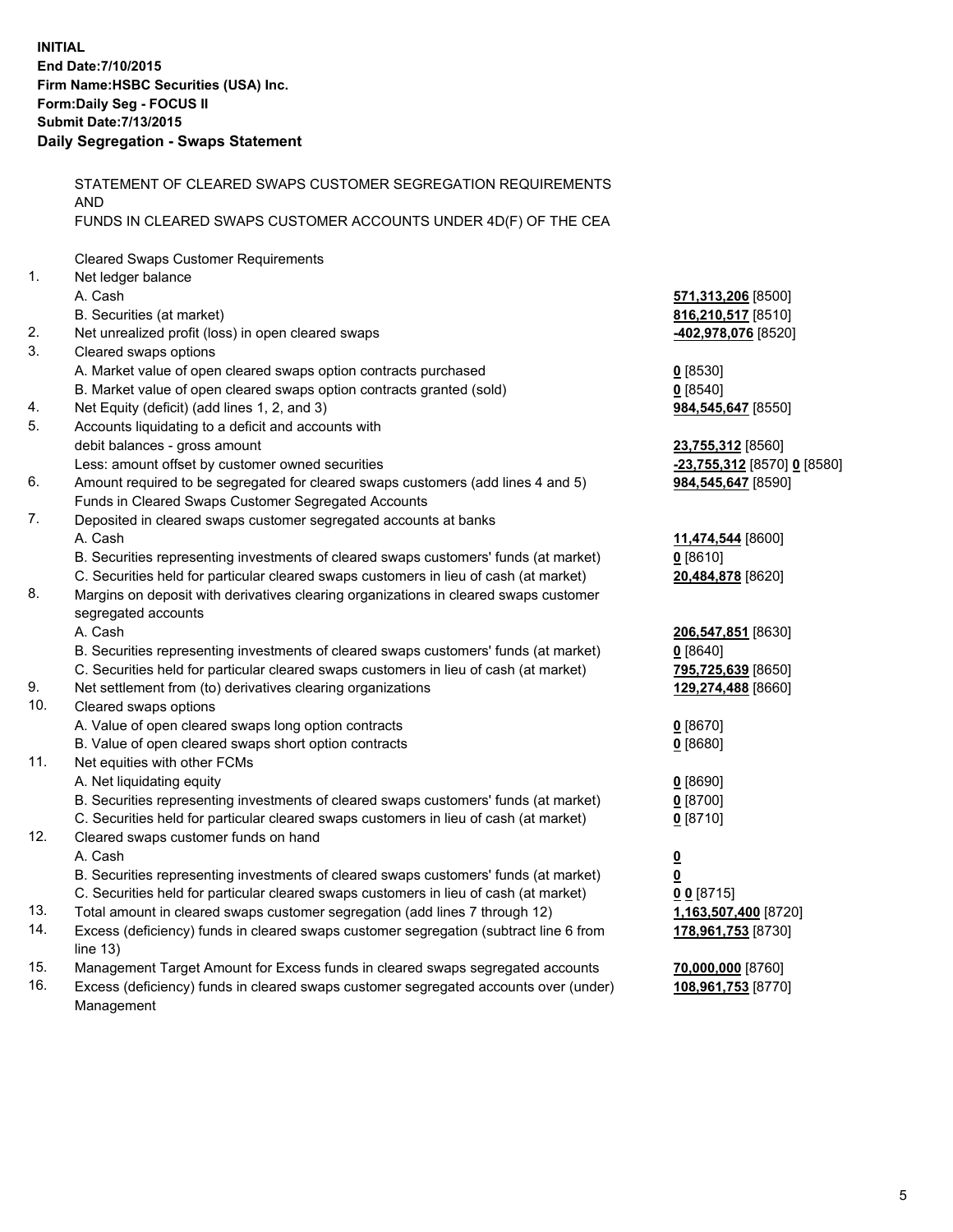**INITIAL**
**End Date:7/10/2015**
**Firm Name:HSBC Securities (USA) Inc.**
**Form:Daily Seg - FOCUS II**
**Submit Date:7/13/2015**
**Daily Segregation - Swaps Statement**

STATEMENT OF CLEARED SWAPS CUSTOMER SEGREGATION REQUIREMENTS AND FUNDS IN CLEARED SWAPS CUSTOMER ACCOUNTS UNDER 4D(F) OF THE CEA

| | | |
|---|---|---|
| | Cleared Swaps Customer Requirements | |
| 1. | Net ledger balance | |
| | A. Cash | **571,313,206** [8500] |
| | B. Securities (at market) | **816,210,517** [8510] |
| 2. | Net unrealized profit (loss) in open cleared swaps | **-402,978,076** [8520] |
| 3. | Cleared swaps options | |
| | A. Market value of open cleared swaps option contracts purchased | **0** [8530] |
| | B. Market value of open cleared swaps option contracts granted (sold) | **0** [8540] |
| 4. | Net Equity (deficit) (add lines 1, 2, and 3) | **984,545,647** [8550] |
| 5. | Accounts liquidating to a deficit and accounts with debit balances - gross amount | **23,755,312** [8560] |
| | Less: amount offset by customer owned securities | **-23,755,312** [8570] **0** [8580] |
| 6. | Amount required to be segregated for cleared swaps customers (add lines 4 and 5) | **984,545,647** [8590] |
| | Funds in Cleared Swaps Customer Segregated Accounts | |
| 7. | Deposited in cleared swaps customer segregated accounts at banks | |
| | A. Cash | **11,474,544** [8600] |
| | B. Securities representing investments of cleared swaps customers' funds (at market) | **0** [8610] |
| | C. Securities held for particular cleared swaps customers in lieu of cash (at market) | **20,484,878** [8620] |
| 8. | Margins on deposit with derivatives clearing organizations in cleared swaps customer segregated accounts | |
| | A. Cash | **206,547,851** [8630] |
| | B. Securities representing investments of cleared swaps customers' funds (at market) | **0** [8640] |
| | C. Securities held for particular cleared swaps customers in lieu of cash (at market) | **795,725,639** [8650] |
| 9. | Net settlement from (to) derivatives clearing organizations | **129,274,488** [8660] |
| 10. | Cleared swaps options | |
| | A. Value of open cleared swaps long option contracts | **0** [8670] |
| | B. Value of open cleared swaps short option contracts | **0** [8680] |
| 11. | Net equities with other FCMs | |
| | A. Net liquidating equity | **0** [8690] |
| | B. Securities representing investments of cleared swaps customers' funds (at market) | **0** [8700] |
| | C. Securities held for particular cleared swaps customers in lieu of cash (at market) | **0** [8710] |
| 12. | Cleared swaps customer funds on hand | |
| | A. Cash | **0** |
| | B. Securities representing investments of cleared swaps customers' funds (at market) | **0** |
| | C. Securities held for particular cleared swaps customers in lieu of cash (at market) | **0** **0** [8715] |
| 13. | Total amount in cleared swaps customer segregation (add lines 7 through 12) | **1,163,507,400** [8720] |
| 14. | Excess (deficiency) funds in cleared swaps customer segregation (subtract line 6 from line 13) | **178,961,753** [8730] |
| 15. | Management Target Amount for Excess funds in cleared swaps segregated accounts | **70,000,000** [8760] |
| 16. | Excess (deficiency) funds in cleared swaps customer segregated accounts over (under) Management | **108,961,753** [8770] |